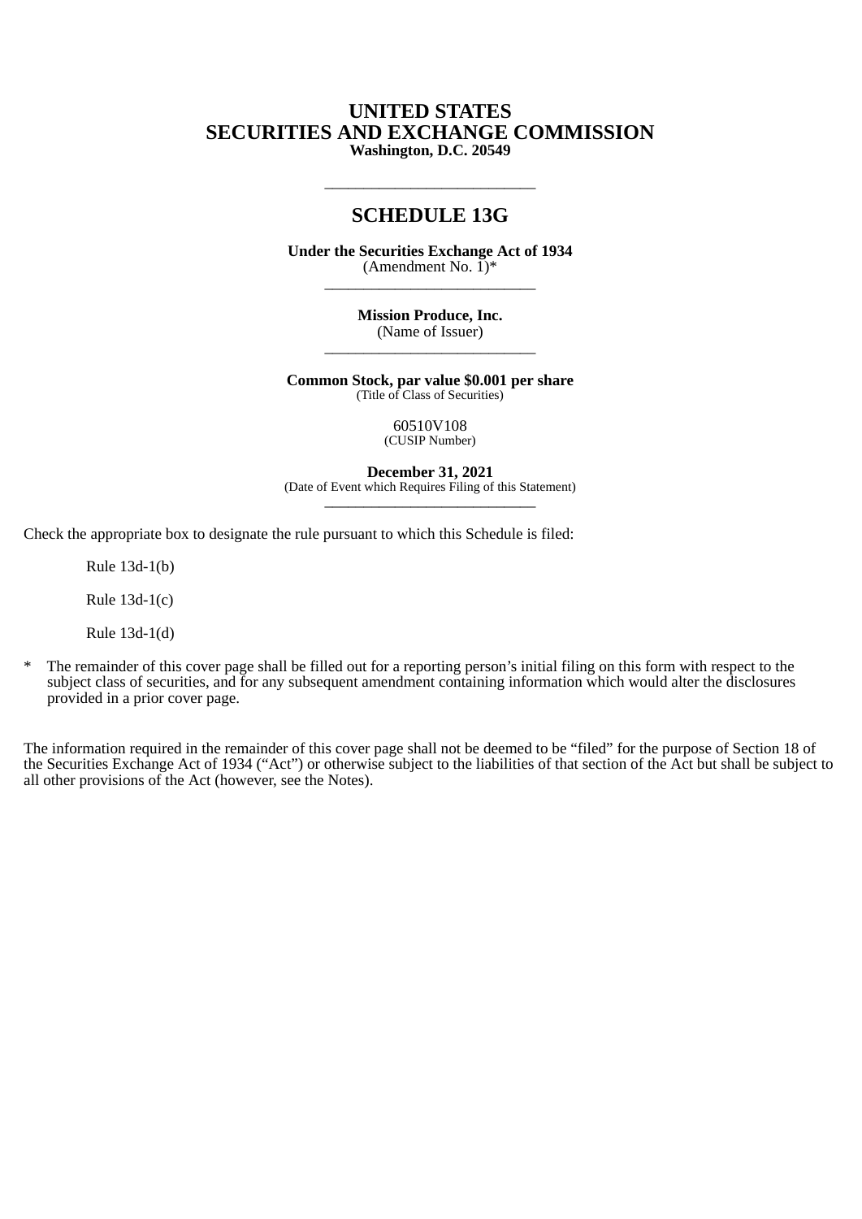# UNITED STATES
# SECURITIES AND EXCHANGE COMMISSION
**Washington, D.C. 20549**

---

## SCHEDULE 13G

**Under the Securities Exchange Act of 1934**
(Amendment No. 1)*

---

**Mission Produce, Inc.**
(Name of Issuer)

---

**Common Stock, par value $0.001 per share**
(Title of Class of Securities)

60510V108
(CUSIP Number)

**December 31, 2021**
(Date of Event which Requires Filing of this Statement)

---

Check the appropriate box to designate the rule pursuant to which this Schedule is filed:

Rule 13d-1(b)

Rule 13d-1(c)

Rule 13d-1(d)

\* The remainder of this cover page shall be filled out for a reporting person's initial filing on this form with respect to the subject class of securities, and for any subsequent amendment containing information which would alter the disclosures provided in a prior cover page.

The information required in the remainder of this cover page shall not be deemed to be "filed" for the purpose of Section 18 of the Securities Exchange Act of 1934 ("Act") or otherwise subject to the liabilities of that section of the Act but shall be subject to all other provisions of the Act (however, see the Notes).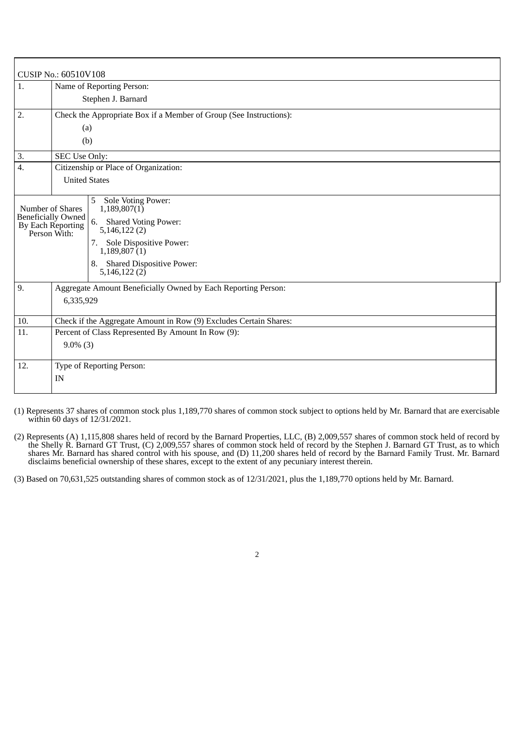| CUSIP No.: 60510V108 | | |
|---|---|---|
| 1. | Name of Reporting Person: Stephen J. Barnard | |
| 2. | Check the Appropriate Box if a Member of Group (See Instructions): (a) (b) | |
| 3. | SEC Use Only: | |
| 4. | Citizenship or Place of Organization: United States | |
| Number of Shares Beneficially Owned By Each Reporting Person With: | 5 Sole Voting Power: 1,189,807(1) | |
| | 6. Shared Voting Power: 5,146,122 (2) | |
| | 7. Sole Dispositive Power: 1,189,807 (1) | |
| | 8. Shared Dispositive Power: 5,146,122 (2) | |
| 9. | Aggregate Amount Beneficially Owned by Each Reporting Person: 6,335,929 | |
| 10. | Check if the Aggregate Amount in Row (9) Excludes Certain Shares: | |
| 11. | Percent of Class Represented By Amount In Row (9): 9.0% (3) | |
| 12. | Type of Reporting Person: IN | |

(1) Represents 37 shares of common stock plus 1,189,770 shares of common stock subject to options held by Mr. Barnard that are exercisable within 60 days of 12/31/2021.

(2) Represents (A) 1,115,808 shares held of record by the Barnard Properties, LLC, (B) 2,009,557 shares of common stock held of record by the Shelly R. Barnard GT Trust, (C) 2,009,557 shares of common stock held of record by the Stephen J. Barnard GT Trust, as to which shares Mr. Barnard has shared control with his spouse, and (D) 11,200 shares held of record by the Barnard Family Trust. Mr. Barnard disclaims beneficial ownership of these shares, except to the extent of any pecuniary interest therein.

(3) Based on 70,631,525 outstanding shares of common stock as of 12/31/2021, plus the 1,189,770 options held by Mr. Barnard.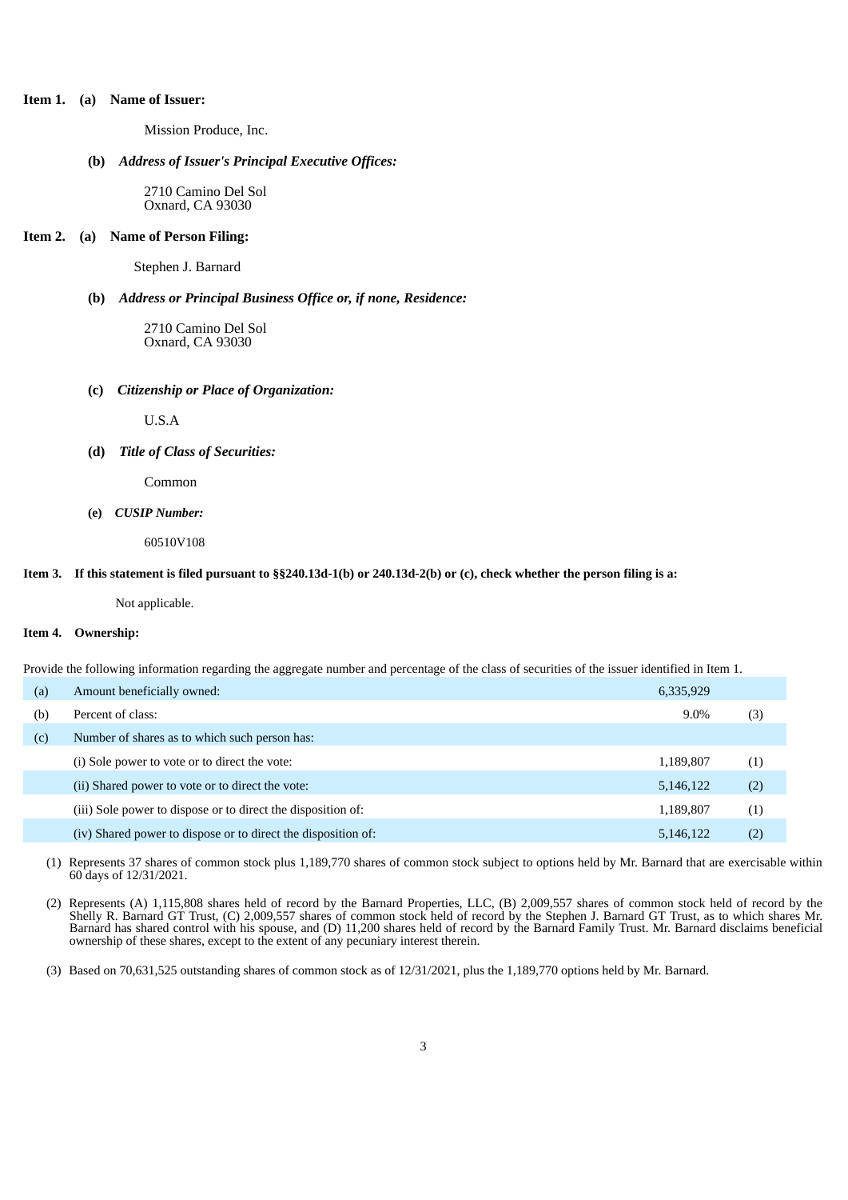**Item 1. (a) Name of Issuer:**

Mission Produce, Inc.

**(b)** ***Address of Issuer's Principal Executive Offices:***

2710 Camino Del Sol
Oxnard, CA 93030

**Item 2. (a) Name of Person Filing:**

Stephen J. Barnard

**(b)** ***Address or Principal Business Office or, if none, Residence:***

2710 Camino Del Sol
Oxnard, CA 93030

**(c)** ***Citizenship or Place of Organization:***

U.S.A

**(d)** ***Title of Class of Securities:***

Common

**(e)** ***CUSIP Number:***

60510V108

**Item 3. If this statement is filed pursuant to §§240.13d-1(b) or 240.13d-2(b) or (c), check whether the person filing is a:**

Not applicable.

**Item 4. Ownership:**

Provide the following information regarding the aggregate number and percentage of the class of securities of the issuer identified in Item 1.

| | | | |
|---|---|---|---|
| (a) | Amount beneficially owned: | 6,335,929 | |
| (b) | Percent of class: | 9.0% | (3) |
| (c) | Number of shares as to which such person has: | | |
| | (i) Sole power to vote or to direct the vote: | 1,189,807 | (1) |
| | (ii) Shared power to vote or to direct the vote: | 5,146,122 | (2) |
| | (iii) Sole power to dispose or to direct the disposition of: | 1,189,807 | (1) |
| | (iv) Shared power to dispose or to direct the disposition of: | 5,146,122 | (2) |

(1) Represents 37 shares of common stock plus 1,189,770 shares of common stock subject to options held by Mr. Barnard that are exercisable within 60 days of 12/31/2021.

(2) Represents (A) 1,115,808 shares held of record by the Barnard Properties, LLC, (B) 2,009,557 shares of common stock held of record by the Shelly R. Barnard GT Trust, (C) 2,009,557 shares of common stock held of record by the Stephen J. Barnard GT Trust, as to which shares Mr. Barnard has shared control with his spouse, and (D) 11,200 shares held of record by the Barnard Family Trust. Mr. Barnard disclaims beneficial ownership of these shares, except to the extent of any pecuniary interest therein.

(3) Based on 70,631,525 outstanding shares of common stock as of 12/31/2021, plus the 1,189,770 options held by Mr. Barnard.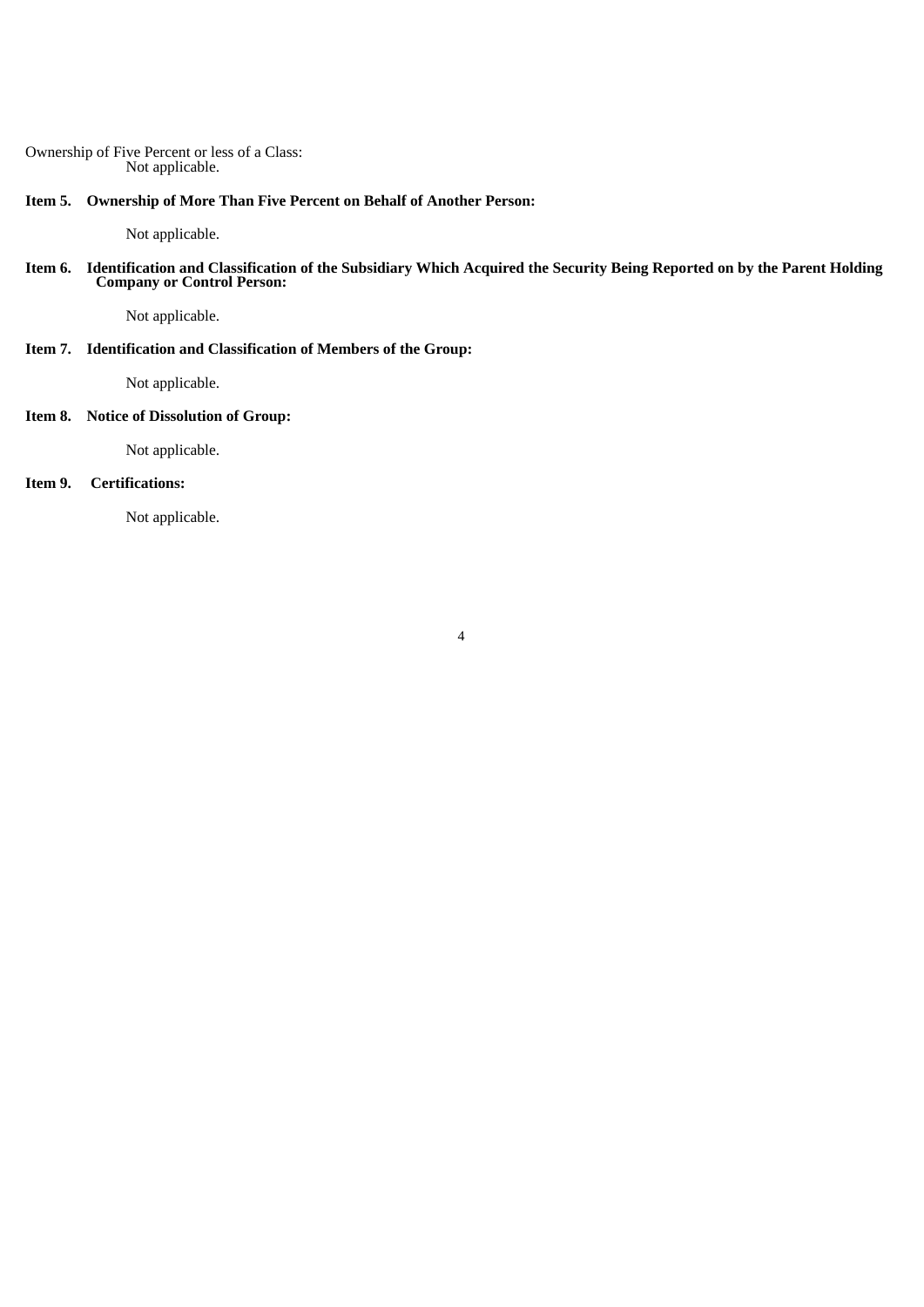Ownership of Five Percent or less of a Class:

Not applicable.

**Item 5. Ownership of More Than Five Percent on Behalf of Another Person:**

Not applicable.

**Item 6. Identification and Classification of the Subsidiary Which Acquired the Security Being Reported on by the Parent Holding Company or Control Person:**

Not applicable.

**Item 7. Identification and Classification of Members of the Group:**

Not applicable.

**Item 8. Notice of Dissolution of Group:**

Not applicable.

**Item 9. Certifications:**

Not applicable.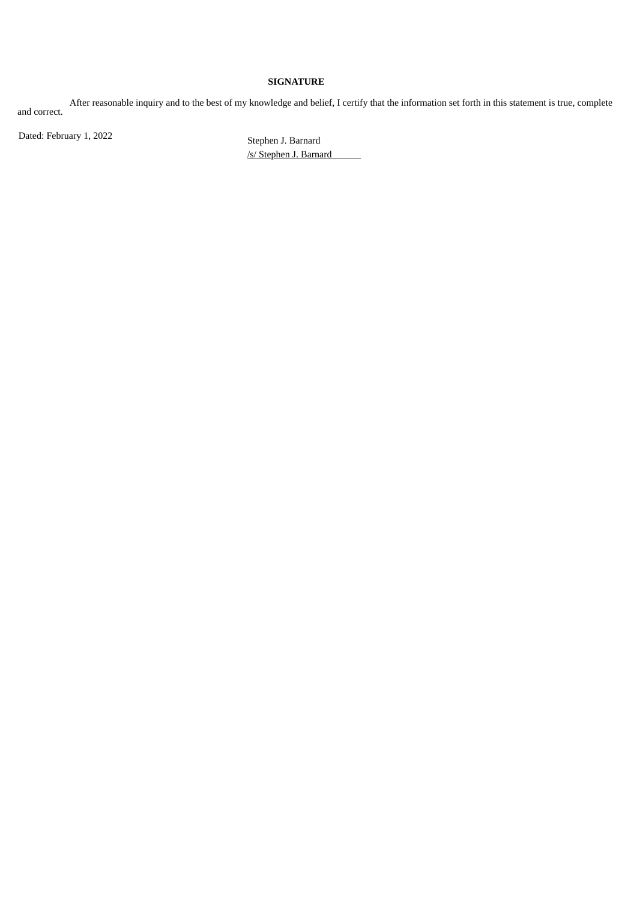**SIGNATURE**

After reasonable inquiry and to the best of my knowledge and belief, I certify that the information set forth in this statement is true, complete and correct.

Dated: February 1, 2022

Stephen J. Barnard

/s/ Stephen J. Barnard